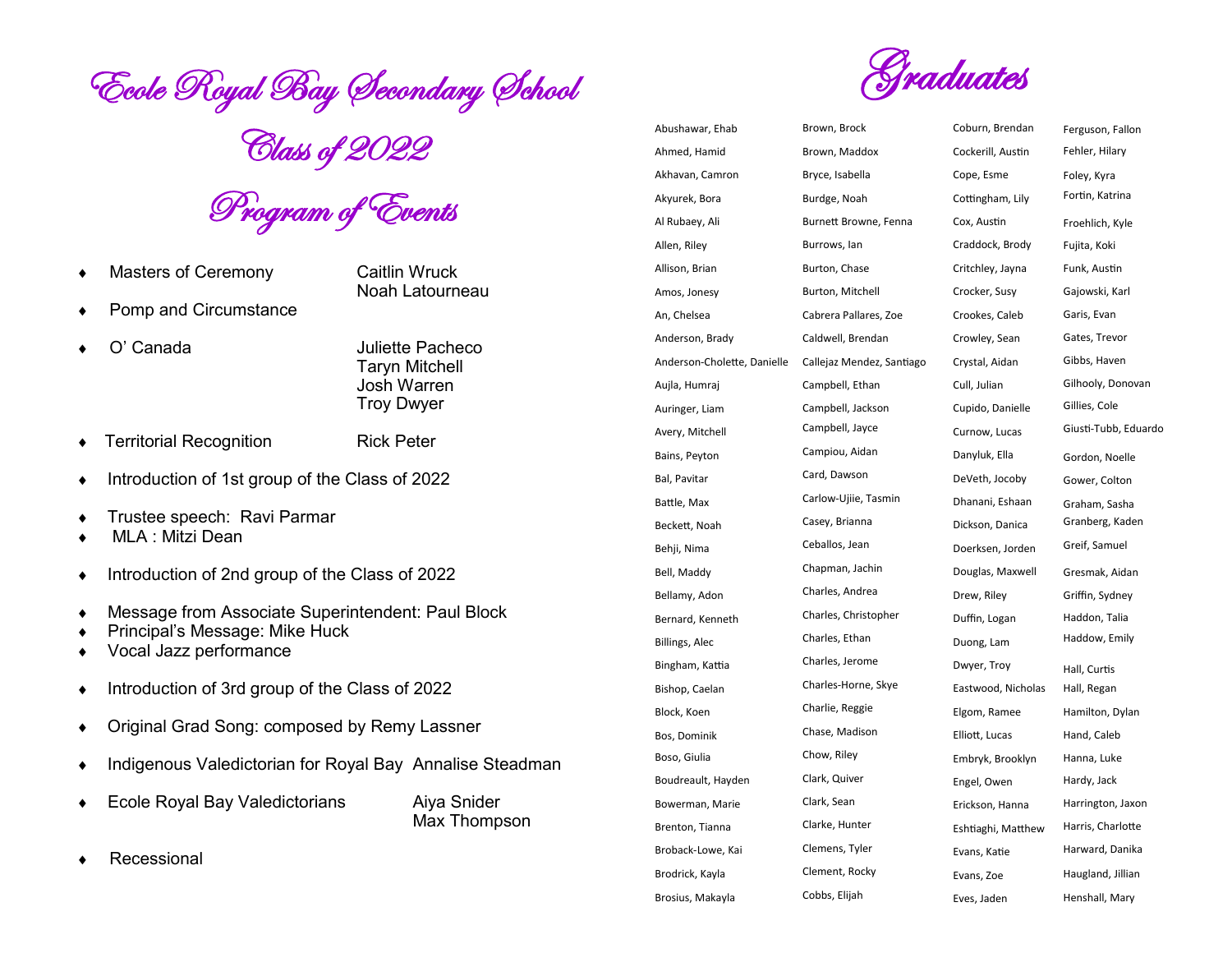# Ecole Royal Bay Secondary School

## Class of 2022

## Program of Events

- Masters of Ceremony — Caitlin Wruck, Noah Latourneau
- Pomp and Circumstance
- O' Canada — Juliette Pacheco, Taryn Mitchell, Josh Warren, Troy Dwyer
- Territorial Recognition — Rick Peter
- Introduction of 1st group of the Class of 2022
- Trustee speech: Ravi Parmar
- MLA : Mitzi Dean
- Introduction of 2nd group of the Class of 2022
- Message from Associate Superintendent: Paul Block
- Principal's Message: Mike Huck
- Vocal Jazz performance
- Introduction of 3rd group of the Class of 2022
- Original Grad Song: composed by Remy Lassner
- Indigenous Valedictorian for Royal Bay — Annalise Steadman
- Ecole Royal Bay Valedictorians — Aiya Snider, Max Thompson
- Recessional

# Graduates

Abushawar, Ehab
Ahmed, Hamid
Akhavan, Camron
Akyurek, Bora
Al Rubaey, Ali
Allen, Riley
Allison, Brian
Amos, Jonesy
An, Chelsea
Anderson, Brady
Anderson-Cholette, Danielle
Aujla, Humraj
Auringer, Liam
Avery, Mitchell
Bains, Peyton
Bal, Pavitar
Battle, Max
Beckett, Noah
Behji, Nima
Bell, Maddy
Bellamy, Adon
Bernard, Kenneth
Billings, Alec
Bingham, Kattia
Bishop, Caelan
Block, Koen
Bos, Dominik
Boso, Giulia
Boudreault, Hayden
Bowerman, Marie
Brenton, Tianna
Broback-Lowe, Kai
Brodrick, Kayla
Brosius, Makayla

Brown, Brock
Brown, Maddox
Bryce, Isabella
Burdge, Noah
Burnett Browne, Fenna
Burrows, Ian
Burton, Chase
Burton, Mitchell
Cabrera Pallares, Zoe
Caldwell, Brendan
Callejaz Mendez, Santiago
Campbell, Ethan
Campbell, Jackson
Campbell, Jayce
Campiou, Aidan
Card, Dawson
Carlow-Ujiie, Tasmin
Casey, Brianna
Ceballos, Jean
Chapman, Jachin
Charles, Andrea
Charles, Christopher
Charles, Ethan
Charles, Jerome
Charles-Horne, Skye
Charlie, Reggie
Chase, Madison
Chow, Riley
Clark, Quiver
Clark, Sean
Clarke, Hunter
Clemens, Tyler
Clement, Rocky
Cobbs, Elijah

Coburn, Brendan
Cockerill, Austin
Cope, Esme
Cottingham, Lily
Cox, Austin
Craddock, Brody
Critchley, Jayna
Crocker, Susy
Crookes, Caleb
Crowley, Sean
Crystal, Aidan
Cull, Julian
Cupido, Danielle
Curnow, Lucas
Danyluk, Ella
DeVeth, Jocoby
Dhanani, Eshaan
Dickson, Danica
Doerksen, Jorden
Douglas, Maxwell
Drew, Riley
Duffin, Logan
Duong, Lam
Dwyer, Troy
Eastwood, Nicholas
Elgom, Ramee
Elliott, Lucas
Embryk, Brooklyn
Engel, Owen
Erickson, Hanna
Eshtiaghi, Matthew
Evans, Katie
Evans, Zoe
Eves, Jaden

Ferguson, Fallon
Fehler, Hilary
Foley, Kyra
Fortin, Katrina
Froehlich, Kyle
Fujita, Koki
Funk, Austin
Gajowski, Karl
Garis, Evan
Gates, Trevor
Gibbs, Haven
Gilhooly, Donovan
Gillies, Cole
Giusti-Tubb, Eduardo
Gordon, Noelle
Gower, Colton
Graham, Sasha
Granberg, Kaden
Greif, Samuel
Gresmak, Aidan
Griffin, Sydney
Haddon, Talia
Haddow, Emily
Hall, Curtis
Hall, Regan
Hamilton, Dylan
Hand, Caleb
Hanna, Luke
Hardy, Jack
Harrington, Jaxon
Harris, Charlotte
Harward, Danika
Haugland, Jillian
Henshall, Mary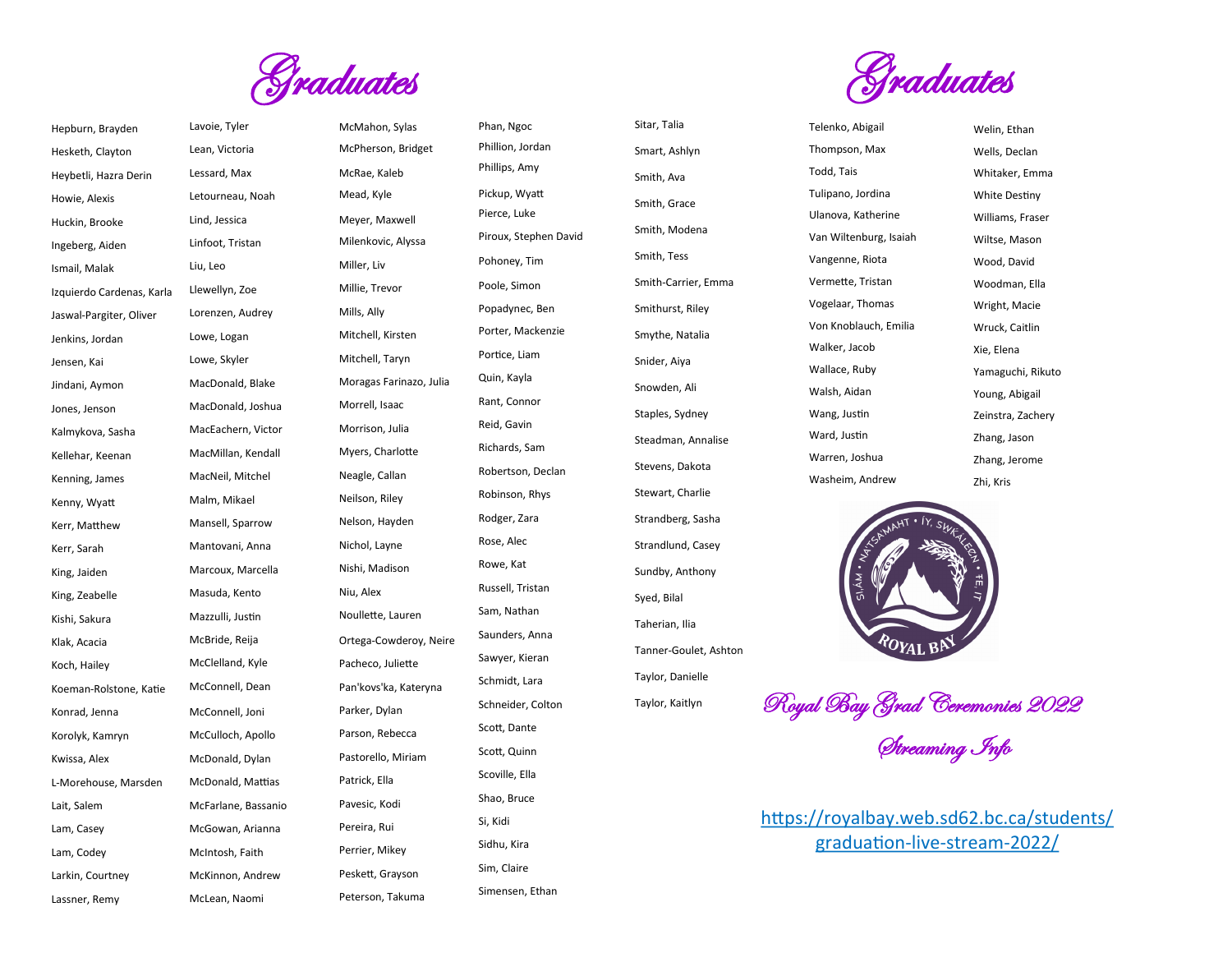# Graduates

Hepburn, Brayden
Hesketh, Clayton
Heybetli, Hazra Derin
Howie, Alexis
Huckin, Brooke
Ingeberg, Aiden
Ismail, Malak
Izquierdo Cardenas, Karla
Jaswal-Pargiter, Oliver
Jenkins, Jordan
Jensen, Kai
Jindani, Aymon
Jones, Jenson
Kalmykova, Sasha
Kellehar, Keenan
Kenning, James
Kenny, Wyatt
Kerr, Matthew
Kerr, Sarah
King, Jaiden
King, Zeabelle
Kishi, Sakura
Klak, Acacia
Koch, Hailey
Koeman-Rolstone, Katie
Konrad, Jenna
Korolyk, Kamryn
Kwissa, Alex
L-Morehouse, Marsden
Lait, Salem
Lam, Casey
Lam, Codey
Larkin, Courtney
Lassner, Remy

Lavoie, Tyler
Lean, Victoria
Lessard, Max
Letourneau, Noah
Lind, Jessica
Linfoot, Tristan
Liu, Leo
Llewellyn, Zoe
Lorenzen, Audrey
Lowe, Logan
Lowe, Skyler
MacDonald, Blake
MacDonald, Joshua
MacEachern, Victor
MacMillan, Kendall
MacNeil, Mitchel
Malm, Mikael
Mansell, Sparrow
Mantovani, Anna
Marcoux, Marcella
Masuda, Kento
Mazzulli, Justin
McBride, Reija
McClelland, Kyle
McConnell, Dean
McConnell, Joni
McCulloch, Apollo
McDonald, Dylan
McDonald, Mattias
McFarlane, Bassanio
McGowan, Arianna
McIntosh, Faith
McKinnon, Andrew
McLean, Naomi

McMahon, Sylas
McPherson, Bridget
McRae, Kaleb
Mead, Kyle
Meyer, Maxwell
Milenkovic, Alyssa
Miller, Liv
Millie, Trevor
Mills, Ally
Mitchell, Kirsten
Mitchell, Taryn
Moragas Farinazo, Julia
Morrell, Isaac
Morrison, Julia
Myers, Charlotte
Neagle, Callan
Neilson, Riley
Nelson, Hayden
Nichol, Layne
Nishi, Madison
Niu, Alex
Noullette, Lauren
Ortega-Cowderoy, Neire
Pacheco, Juliette
Pan'kovs'ka, Kateryna
Parker, Dylan
Parson, Rebecca
Pastorello, Miriam
Patrick, Ella
Pavesic, Kodi
Pereira, Rui
Perrier, Mikey
Peskett, Grayson
Peterson, Takuma

Phan, Ngoc
Phillion, Jordan
Phillips, Amy
Pickup, Wyatt
Pierce, Luke
Piroux, Stephen David
Pohoney, Tim
Poole, Simon
Popadynec, Ben
Porter, Mackenzie
Portice, Liam
Quin, Kayla
Rant, Connor
Reid, Gavin
Richards, Sam
Robertson, Declan
Robinson, Rhys
Rodger, Zara
Rose, Alec
Rowe, Kat
Russell, Tristan
Sam, Nathan
Saunders, Anna
Sawyer, Kieran
Schmidt, Lara
Schneider, Colton
Scott, Dante
Scott, Quinn
Scoville, Ella
Shao, Bruce
Si, Kidi
Sidhu, Kira
Sim, Claire
Simensen, Ethan

Sitar, Talia
Smart, Ashlyn
Smith, Ava
Smith, Grace
Smith, Modena
Smith, Tess
Smith-Carrier, Emma
Smithurst, Riley
Smythe, Natalia
Snider, Aiya
Snowden, Ali
Staples, Sydney
Steadman, Annalise
Stevens, Dakota
Stewart, Charlie
Strandberg, Sasha
Strandlund, Casey
Sundby, Anthony
Syed, Bilal
Taherian, Ilia
Tanner-Goulet, Ashton
Taylor, Danielle
Taylor, Kaitlyn

# Graduates

Telenko, Abigail
Thompson, Max
Todd, Tais
Tulipano, Jordina
Ulanova, Katherine
Van Wiltenburg, Isaiah
Vangenne, Riota
Vermette, Tristan
Vogelaar, Thomas
Von Knoblauch, Emilia
Walker, Jacob
Wallace, Ruby
Walsh, Aidan
Wang, Justin
Ward, Justin
Warren, Joshua
Washeim, Andrew

Welin, Ethan
Wells, Declan
Whitaker, Emma
White Destiny
Williams, Fraser
Wiltse, Mason
Wood, David
Woodman, Ella
Wright, Macie
Wruck, Caitlin
Xie, Elena
Yamaguchi, Rikuto
Young, Abigail
Zeinstra, Zachery
Zhang, Jason
Zhang, Jerome
Zhi, Kris

SIÁM • NATSAMAHT • ÍY, SWKÁLECN • TE IT
ROYAL BAY

## Royal Bay Grad Ceremonies 2022

## Streaming Info

https://royalbay.web.sd62.bc.ca/students/graduation-live-stream-2022/